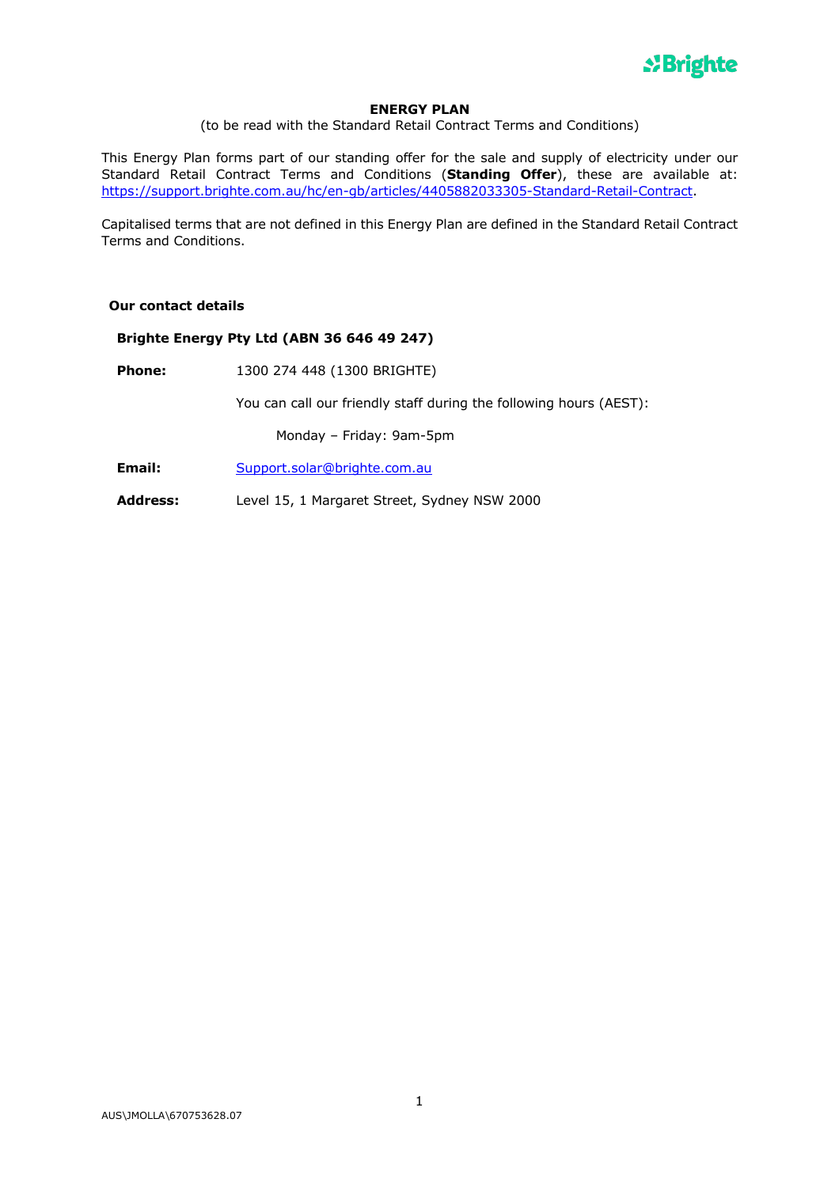# ENERGY PLAN

(to be read with the Standard Retail Contract Terms and Conditions)

This Energy Plan forms part of our standing offer for the sale and supply of electricity under our Standard Retail Contract Terms and Conditions (**Standing Offer**), these are available at: https://support.brighte.com.au/hc/en-gb/articles/4405882033305-Standard-Retail-Contract.

Capitalised terms that are not defined in this Energy Plan are defined in the Standard Retail Contract Terms and Conditions.

**Our contact details**

**Brighte Energy Pty Ltd (ABN 36 646 49 247)**

**Phone:** 1300 274 448 (1300 BRIGHTE)

You can call our friendly staff during the following hours (AEST):

Monday – Friday: 9am-5pm

**Email:** Support.solar@brighte.com.au

**Address:** Level 15, 1 Margaret Street, Sydney NSW 2000

AUS\JMOLLA\670753628.07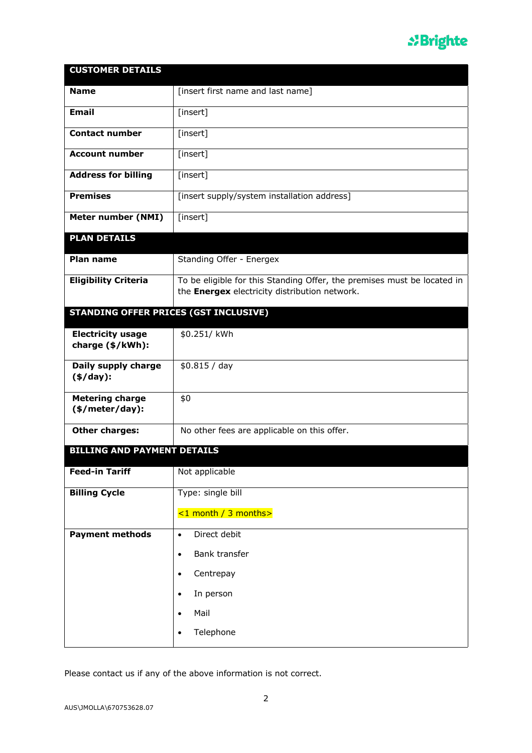| CUSTOMER DETAILS | |
|---|---|
| **Name** | [insert first name and last name] |
| **Email** | [insert] |
| **Contact number** | [insert] |
| **Account number** | [insert] |
| **Address for billing** | [insert] |
| **Premises** | [insert supply/system installation address] |
| **Meter number (NMI)** | [insert] |
| **PLAN DETAILS** | |
| **Plan name** | Standing Offer - Energex |
| **Eligibility Criteria** | To be eligible for this Standing Offer, the premises must be located in the **Energex** electricity distribution network. |
| **STANDING OFFER PRICES (GST INCLUSIVE)** | |
| **Electricity usage charge ($/kWh):** | $0.251/ kWh |
| **Daily supply charge ($/day):** | $0.815 / day |
| **Metering charge ($/meter/day):** | $0 |
| **Other charges:** | No other fees are applicable on this offer. |
| **BILLING AND PAYMENT DETAILS** | |
| **Feed-in Tariff** | Not applicable |
| **Billing Cycle** | Type: single bill<br><1 month / 3 months> |
| **Payment methods** | • Direct debit<br>• Bank transfer<br>• Centrepay<br>• In person<br>• Mail<br>• Telephone |

Please contact us if any of the above information is not correct.

AUS\JMOLLA\670753628.07